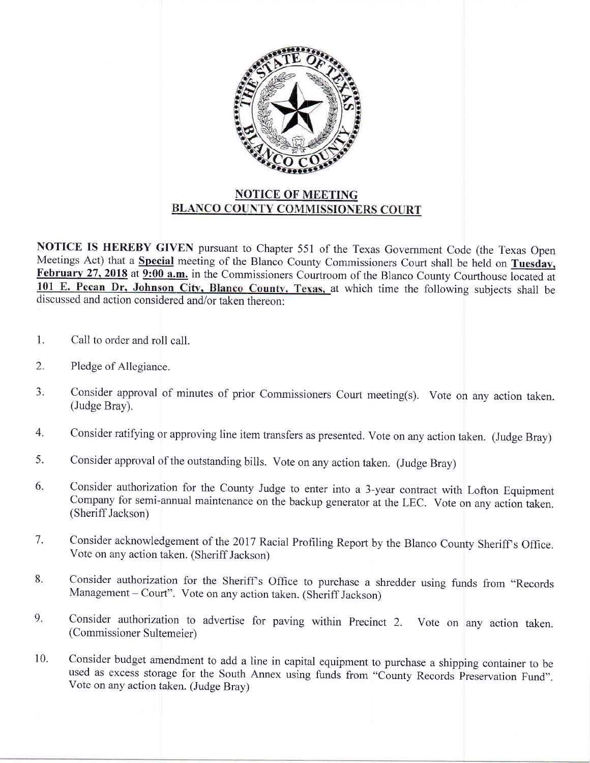## NOTICE OF MEETING
## BLANCO COUNTY COMMISSIONERS COURT

**NOTICE IS HEREBY GIVEN** pursuant to Chapter 551 of the Texas Government Code (the Texas Open Meetings Act) that a **Special** meeting of the Blanco County Commissioners Court shall be held on **Tuesday, February 27, 2018** at **9:00 a.m.** in the Commissioners Courtroom of the Blanco County Courthouse located at **101 E. Pecan Dr, Johnson City, Blanco County, Texas,** at which time the following subjects shall be discussed and action considered and/or taken thereon:

1. Call to order and roll call.
2. Pledge of Allegiance.
3. Consider approval of minutes of prior Commissioners Court meeting(s). Vote on any action taken. (Judge Bray).
4. Consider ratifying or approving line item transfers as presented. Vote on any action taken. (Judge Bray)
5. Consider approval of the outstanding bills. Vote on any action taken. (Judge Bray)
6. Consider authorization for the County Judge to enter into a 3-year contract with Lofton Equipment Company for semi-annual maintenance on the backup generator at the LEC. Vote on any action taken. (Sheriff Jackson)
7. Consider acknowledgement of the 2017 Racial Profiling Report by the Blanco County Sheriff's Office. Vote on any action taken. (Sheriff Jackson)
8. Consider authorization for the Sheriff's Office to purchase a shredder using funds from "Records Management – Court". Vote on any action taken. (Sheriff Jackson)
9. Consider authorization to advertise for paving within Precinct 2. Vote on any action taken. (Commissioner Sultemeier)
10. Consider budget amendment to add a line in capital equipment to purchase a shipping container to be used as excess storage for the South Annex using funds from "County Records Preservation Fund". Vote on any action taken. (Judge Bray)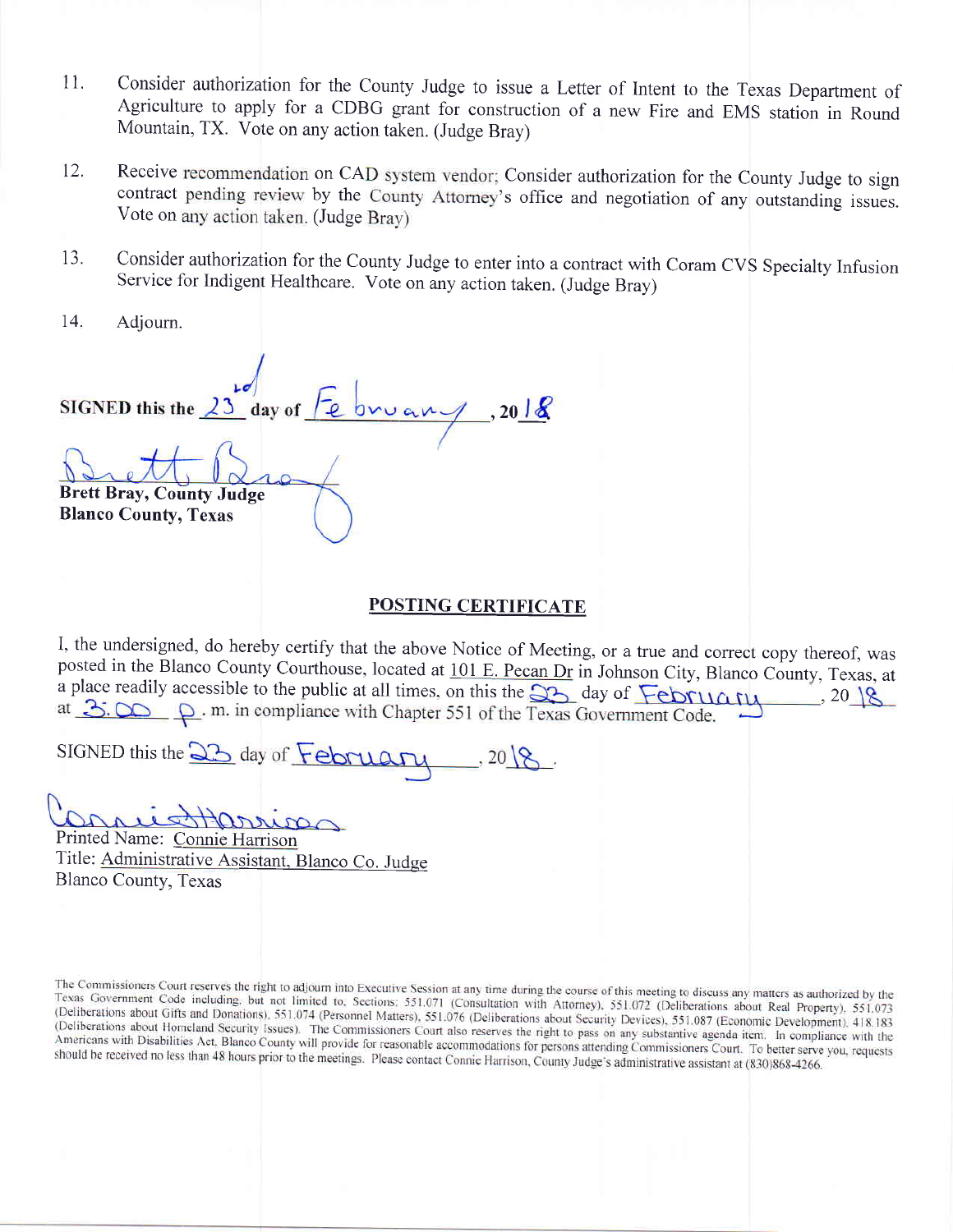11. Consider authorization for the County Judge to issue a Letter of Intent to the Texas Department of Agriculture to apply for a CDBG grant for construction of a new Fire and EMS station in Round Mountain, TX. Vote on any action taken. (Judge Bray)

12. Receive recommendation on CAD system vendor; Consider authorization for the County Judge to sign contract pending review by the County Attorney's office and negotiation of any outstanding issues. Vote on any action taken. (Judge Bray)

13. Consider authorization for the County Judge to enter into a contract with Coram CVS Specialty Infusion Service for Indigent Healthcare. Vote on any action taken. (Judge Bray)

14. Adjourn.

**SIGNED this the** 23rd **day of** February **, 20**18

Brett Bray

**Brett Bray, County Judge**
**Blanco County, Texas**

## POSTING CERTIFICATE

I, the undersigned, do hereby certify that the above Notice of Meeting, or a true and correct copy thereof, was posted in the Blanco County Courthouse, located at 101 E. Pecan Dr in Johnson City, Blanco County, Texas, at a place readily accessible to the public at all times, on this the 23 day of February, 20 18 at 3:00 p. m. in compliance with Chapter 551 of the Texas Government Code.

SIGNED this the 23 day of February, 20 18.

Connie Harrison

Printed Name: Connie Harrison
Title: Administrative Assistant, Blanco Co. Judge
Blanco County, Texas

The Commissioners Court reserves the right to adjourn into Executive Session at any time during the course of this meeting to discuss any matters as authorized by the Texas Government Code including, but not limited to, Sections: 551.071 (Consultation with Attorney), 551.072 (Deliberations about Real Property), 551.073 (Deliberations about Gifts and Donations), 551.074 (Personnel Matters), 551.076 (Deliberations about Security Devices), 551.087 (Economic Development), 418.183 (Deliberations about Homeland Security Issues). The Commissioners Court also reserves the right to pass on any substantive agenda item. In compliance with the Americans with Disabilities Act, Blanco County will provide for reasonable accommodations for persons attending Commissioners Court. To better serve you, requests should be received no less than 48 hours prior to the meetings. Please contact Connie Harrison, County Judge's administrative assistant at (830)868-4266.